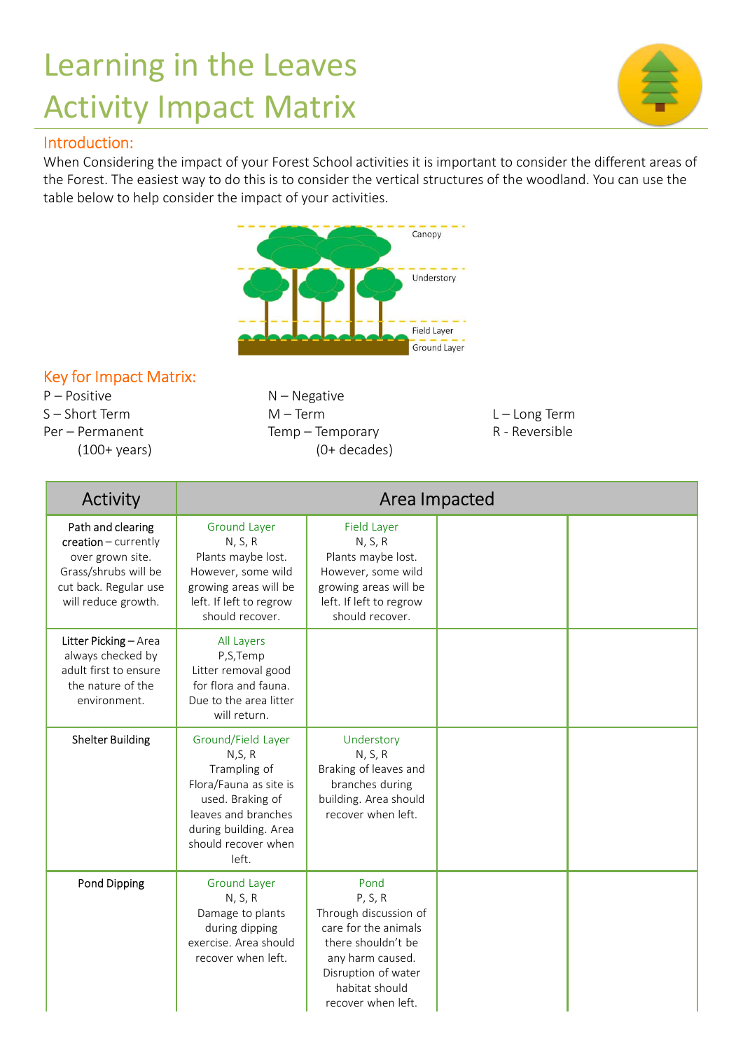# Learning in the Leaves
# Activity Impact Matrix

## Introduction:

When Considering the impact of your Forest School activities it is important to consider the different areas of the Forest. The easiest way to do this is to consider the vertical structures of the woodland. You can use the table below to help consider the impact of your activities.

Canopy
Understory
Field Layer
Ground Layer

## Key for Impact Matrix:

P – Positive
N – Negative
S – Short Term
M – Term
L – Long Term
Per – Permanent (100+ years)
Temp – Temporary (0+ decades)
R - Reversible

| Activity | Area Impacted | | | |
|---|---|---|---|---|
| **Path and clearing creation** – currently over grown site. Grass/shrubs will be cut back. Regular use will reduce growth. | Ground Layer<br>N, S, R<br>Plants maybe lost. However, some wild growing areas will be left. If left to regrow should recover. | Field Layer<br>N, S, R<br>Plants maybe lost. However, some wild growing areas will be left. If left to regrow should recover. | | |
| **Litter Picking** – Area always checked by adult first to ensure the nature of the environment. | All Layers<br>P,S,Temp<br>Litter removal good for flora and fauna. Due to the area litter will return. | | | |
| **Shelter Building** | Ground/Field Layer<br>N,S, R<br>Trampling of Flora/Fauna as site is used. Braking of leaves and branches during building. Area should recover when left. | Understory<br>N, S, R<br>Braking of leaves and branches during building. Area should recover when left. | | |
| **Pond Dipping** | Ground Layer<br>N, S, R<br>Damage to plants during dipping exercise. Area should recover when left. | Pond<br>P, S, R<br>Through discussion of care for the animals there shouldn't be any harm caused. Disruption of water habitat should recover when left. | | |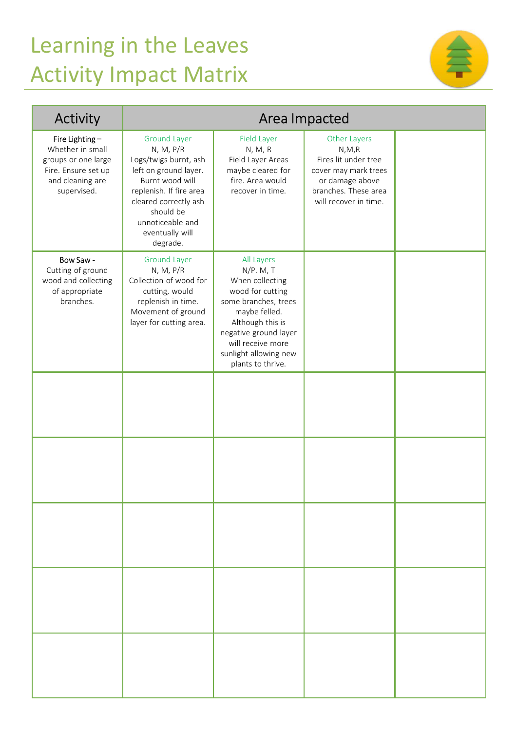# Learning in the Leaves
# Activity Impact Matrix

| Activity | Area Impacted | | | |
|---|---|---|---|---|
| Fire Lighting – Whether in small groups or one large Fire. Ensure set up and cleaning are supervised. | Ground Layer N, M, P/R Logs/twigs burnt, ash left on ground layer. Burnt wood will replenish. If fire area cleared correctly ash should be unnoticeable and eventually will degrade. | Field Layer N, M, R Field Layer Areas maybe cleared for fire. Area would recover in time. | Other Layers N,M,R Fires lit under tree cover may mark trees or damage above branches. These area will recover in time. | |
| Bow Saw - Cutting of ground wood and collecting of appropriate branches. | Ground Layer N, M, P/R Collection of wood for cutting, would replenish in time. Movement of ground layer for cutting area. | All Layers N/P. M, T When collecting wood for cutting some branches, trees maybe felled. Although this is negative ground layer will receive more sunlight allowing new plants to thrive. | | |
| | | | | |
| | | | | |
| | | | | |
| | | | | |
| | | | | |